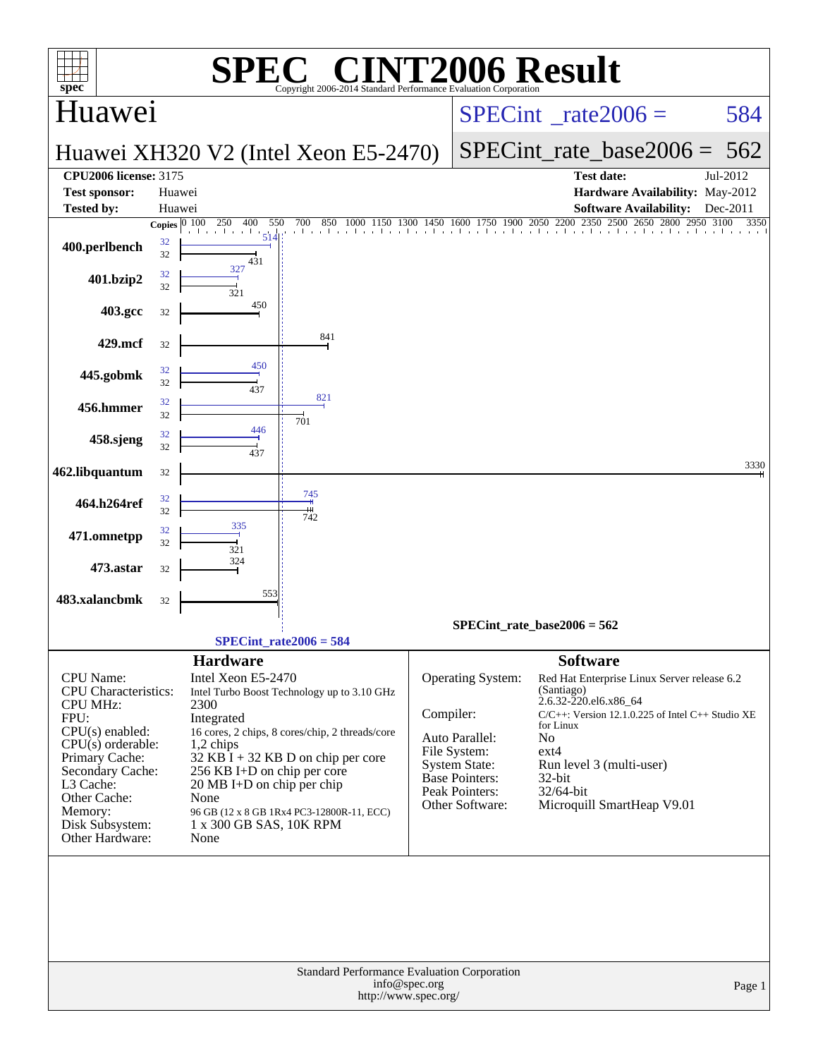# SPEC® CINT2006 Result

Copyright 2006-2014 Standard Performance Evaluation Corporation

## Huawei

**Huawei XH320 V2 (Intel Xeon E5-2470)**

SPECint_rate2006 = 584

SPECint_rate_base2006 = 562

| | | | |
|---|---|---|---|
| **CPU2006 license:** 3175 | | **Test date:** | Jul-2012 |
| **Test sponsor:** | Huawei | **Hardware Availability:** | May-2012 |
| **Tested by:** | Huawei | **Software Availability:** | Dec-2011 |

| Benchmark | Copies (peak) | Peak | Copies (base) | Base |
|---|---|---|---|---|
| 400.perlbench | 32 | 514 | 32 | 431 |
| 401.bzip2 | 32 | 327 | 32 | 321 |
| 403.gcc | | | 32 | 450 |
| 429.mcf | | | 32 | 841 |
| 445.gobmk | 32 | 450 | 32 | 437 |
| 456.hmmer | 32 | 821 | 32 | 701 |
| 458.sjeng | 32 | 446 | 32 | 437 |
| 462.libquantum | | | 32 | 3330 |
| 464.h264ref | 32 | 745 | 32 | 742 |
| 471.omnetpp | 32 | 335 | 32 | 321 |
| 473.astar | | | 32 | 324 |
| 483.xalancbmk | | | 32 | 553 |

SPECint_rate_base2006 = 562

SPECint_rate2006 = 584

## Hardware

| | |
|---|---|
| CPU Name: | Intel Xeon E5-2470 |
| CPU Characteristics: | Intel Turbo Boost Technology up to 3.10 GHz |
| CPU MHz: | 2300 |
| FPU: | Integrated |
| CPU(s) enabled: | 16 cores, 2 chips, 8 cores/chip, 2 threads/core |
| CPU(s) orderable: | 1,2 chips |
| Primary Cache: | 32 KB I + 32 KB D on chip per core |
| Secondary Cache: | 256 KB I+D on chip per core |
| L3 Cache: | 20 MB I+D on chip per chip |
| Other Cache: | None |
| Memory: | 96 GB (12 x 8 GB 1Rx4 PC3-12800R-11, ECC) |
| Disk Subsystem: | 1 x 300 GB SAS, 10K RPM |
| Other Hardware: | None |

## Software

| | |
|---|---|
| Operating System: | Red Hat Enterprise Linux Server release 6.2 (Santiago) 2.6.32-220.el6.x86_64 |
| Compiler: | C/C++: Version 12.1.0.225 of Intel C++ Studio XE for Linux |
| Auto Parallel: | No |
| File System: | ext4 |
| System State: | Run level 3 (multi-user) |
| Base Pointers: | 32-bit |
| Peak Pointers: | 32/64-bit |
| Other Software: | Microquill SmartHeap V9.01 |

Standard Performance Evaluation Corporation
info@spec.org
http://www.spec.org/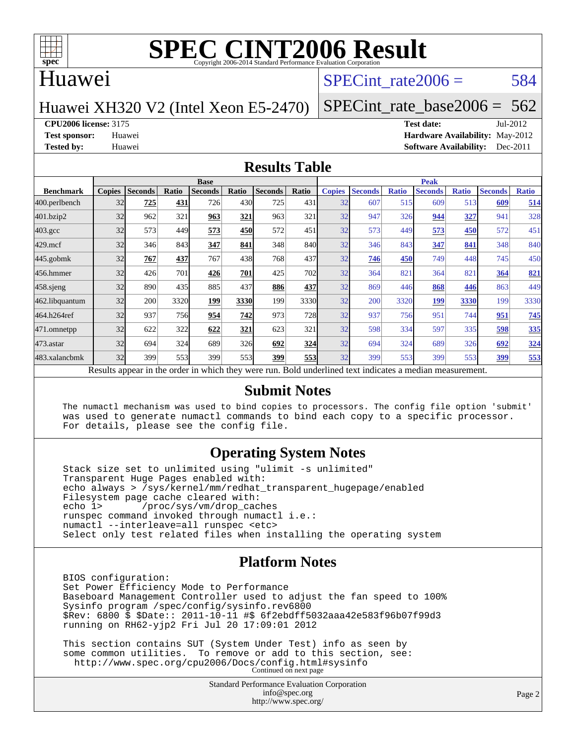# SPEC CINT2006 Result

Copyright 2006-2014 Standard Performance Evaluation Corporation

## Huawei

Huawei XH320 V2 (Intel Xeon E5-2470)

SPECint_rate2006 = 584

SPECint_rate_base2006 = 562

**CPU2006 license:** 3175
**Test sponsor:** Huawei
**Tested by:** Huawei

**Test date:** Jul-2012
**Hardware Availability:** May-2012
**Software Availability:** Dec-2011

## Results Table

| Benchmark | Base | | | | | | | Peak | | | | | | |
|---|---|---|---|---|---|---|---|---|---|---|---|---|---|---|
| | Copies | Seconds | Ratio | Seconds | Ratio | Seconds | Ratio | Copies | Seconds | Ratio | Seconds | Ratio | Seconds | Ratio |
| 400.perlbench | 32 | **725** | **431** | 726 | 430 | 725 | 431 | 32 | 607 | 515 | 609 | 513 | **609** | **514** |
| 401.bzip2 | 32 | 962 | 321 | **963** | **321** | 963 | 321 | 32 | 947 | 326 | **944** | **327** | 941 | 328 |
| 403.gcc | 32 | 573 | 449 | **573** | **450** | 572 | 451 | 32 | 573 | 449 | **573** | **450** | 572 | 451 |
| 429.mcf | 32 | 346 | 843 | **347** | **841** | 348 | 840 | 32 | 346 | 843 | **347** | **841** | 348 | 840 |
| 445.gobmk | 32 | **767** | **437** | 767 | 438 | 768 | 437 | 32 | **746** | **450** | 749 | 448 | 745 | 450 |
| 456.hmmer | 32 | 426 | 701 | **426** | **701** | 425 | 702 | 32 | 364 | 821 | 364 | 821 | **364** | **821** |
| 458.sjeng | 32 | 890 | 435 | 885 | 437 | **886** | **437** | 32 | 869 | 446 | **868** | **446** | 863 | 449 |
| 462.libquantum | 32 | 200 | 3320 | **199** | **3330** | 199 | 3330 | 32 | 200 | 3320 | **199** | **3330** | 199 | 3330 |
| 464.h264ref | 32 | 937 | 756 | **954** | **742** | 973 | 728 | 32 | 937 | 756 | 951 | 744 | **951** | **745** |
| 471.omnetpp | 32 | 622 | 322 | **622** | **321** | 623 | 321 | 32 | 598 | 334 | 597 | 335 | **598** | **335** |
| 473.astar | 32 | 694 | 324 | 689 | 326 | **692** | **324** | 32 | 694 | 324 | 689 | 326 | **692** | **324** |
| 483.xalancbmk | 32 | 399 | 553 | 399 | 553 | **399** | **553** | 32 | 399 | 553 | 399 | 553 | **399** | **553** |

Results appear in the order in which they were run. Bold underlined text indicates a median measurement.

## Submit Notes

```
The numactl mechanism was used to bind copies to processors. The config file option 'submit'
was used to generate numactl commands to bind each copy to a specific processor.
For details, please see the config file.
```

## Operating System Notes

```
Stack size set to unlimited using "ulimit -s unlimited"
Transparent Huge Pages enabled with:
echo always > /sys/kernel/mm/redhat_transparent_hugepage/enabled
Filesystem page cache cleared with:
echo 1>       /proc/sys/vm/drop_caches
runspec command invoked through numactl i.e.:
numactl --interleave=all runspec <etc>
Select only test related files when installing the operating system
```

## Platform Notes

```
BIOS configuration:
Set Power Efficiency Mode to Performance
Baseboard Management Controller used to adjust the fan speed to 100%
Sysinfo program /spec/config/sysinfo.rev6800
$Rev: 6800 $ $Date:: 2011-10-11 #$ 6f2ebdff5032aaa42e583f96b07f99d3
running on RH62-yjp2 Fri Jul 20 17:09:01 2012

This section contains SUT (System Under Test) info as seen by
some common utilities.  To remove or add to this section, see:
  http://www.spec.org/cpu2006/Docs/config.html#sysinfo
```

Continued on next page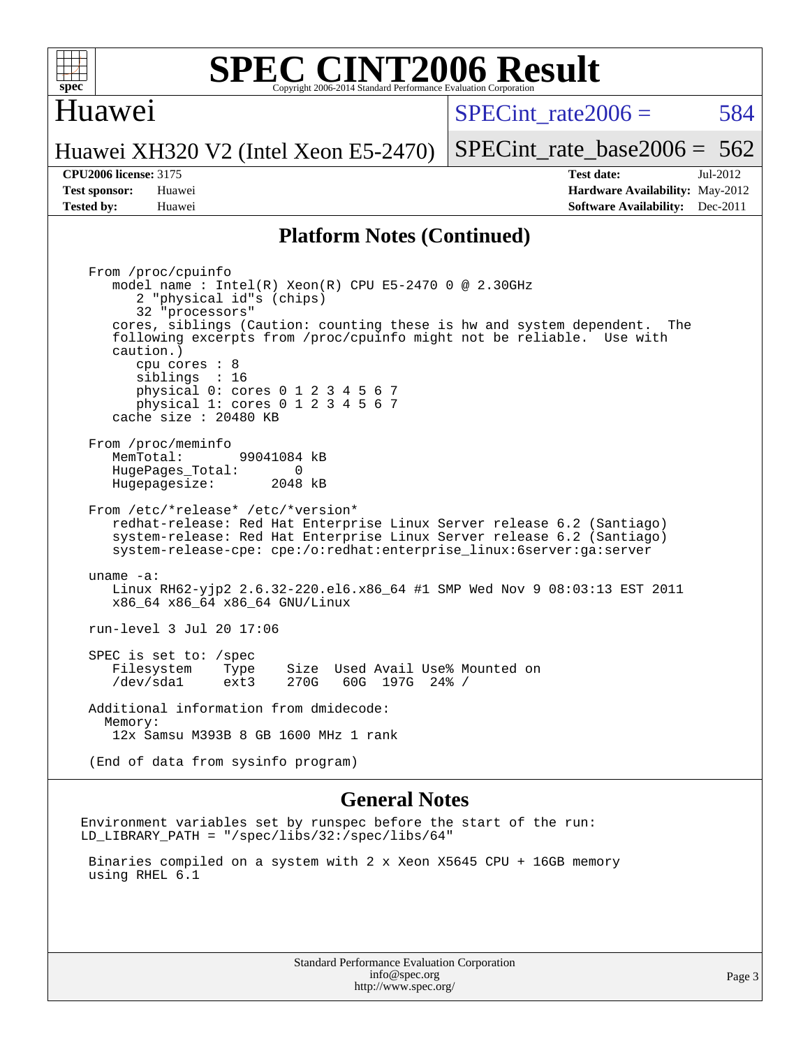# SPEC CINT2006 Result

Copyright 2006-2014 Standard Performance Evaluation Corporation

## Huawei

Huawei XH320 V2 (Intel Xeon E5-2470)

SPECint_rate2006 = 584

SPECint_rate_base2006 = 562

| | | | |
|---|---|---|---|
| **CPU2006 license:** 3175 | | **Test date:** | Jul-2012 |
| **Test sponsor:** | Huawei | **Hardware Availability:** | May-2012 |
| **Tested by:** | Huawei | **Software Availability:** | Dec-2011 |

## Platform Notes (Continued)

```
From /proc/cpuinfo
   model name : Intel(R) Xeon(R) CPU E5-2470 0 @ 2.30GHz
      2 "physical id"s (chips)
      32 "processors"
   cores, siblings (Caution: counting these is hw and system dependent.  The
   following excerpts from /proc/cpuinfo might not be reliable.  Use with
   caution.)
      cpu cores : 8
      siblings  : 16
      physical 0: cores 0 1 2 3 4 5 6 7
      physical 1: cores 0 1 2 3 4 5 6 7
   cache size : 20480 KB

From /proc/meminfo
   MemTotal:       99041084 kB
   HugePages_Total:       0
   Hugepagesize:       2048 kB

From /etc/*release* /etc/*version*
   redhat-release: Red Hat Enterprise Linux Server release 6.2 (Santiago)
   system-release: Red Hat Enterprise Linux Server release 6.2 (Santiago)
   system-release-cpe: cpe:/o:redhat:enterprise_linux:6server:ga:server

uname -a:
   Linux RH62-yjp2 2.6.32-220.el6.x86_64 #1 SMP Wed Nov 9 08:03:13 EST 2011
   x86_64 x86_64 x86_64 GNU/Linux

run-level 3 Jul 20 17:06

SPEC is set to: /spec
   Filesystem    Type    Size  Used Avail Use% Mounted on
   /dev/sda1     ext3    270G   60G  197G  24% /

Additional information from dmidecode:
  Memory:
   12x Samsu M393B 8 GB 1600 MHz 1 rank

(End of data from sysinfo program)
```

## General Notes

```
Environment variables set by runspec before the start of the run:
LD_LIBRARY_PATH = "/spec/libs/32:/spec/libs/64"

 Binaries compiled on a system with 2 x Xeon X5645 CPU + 16GB memory
 using RHEL 6.1
```

Standard Performance Evaluation Corporation
info@spec.org
http://www.spec.org/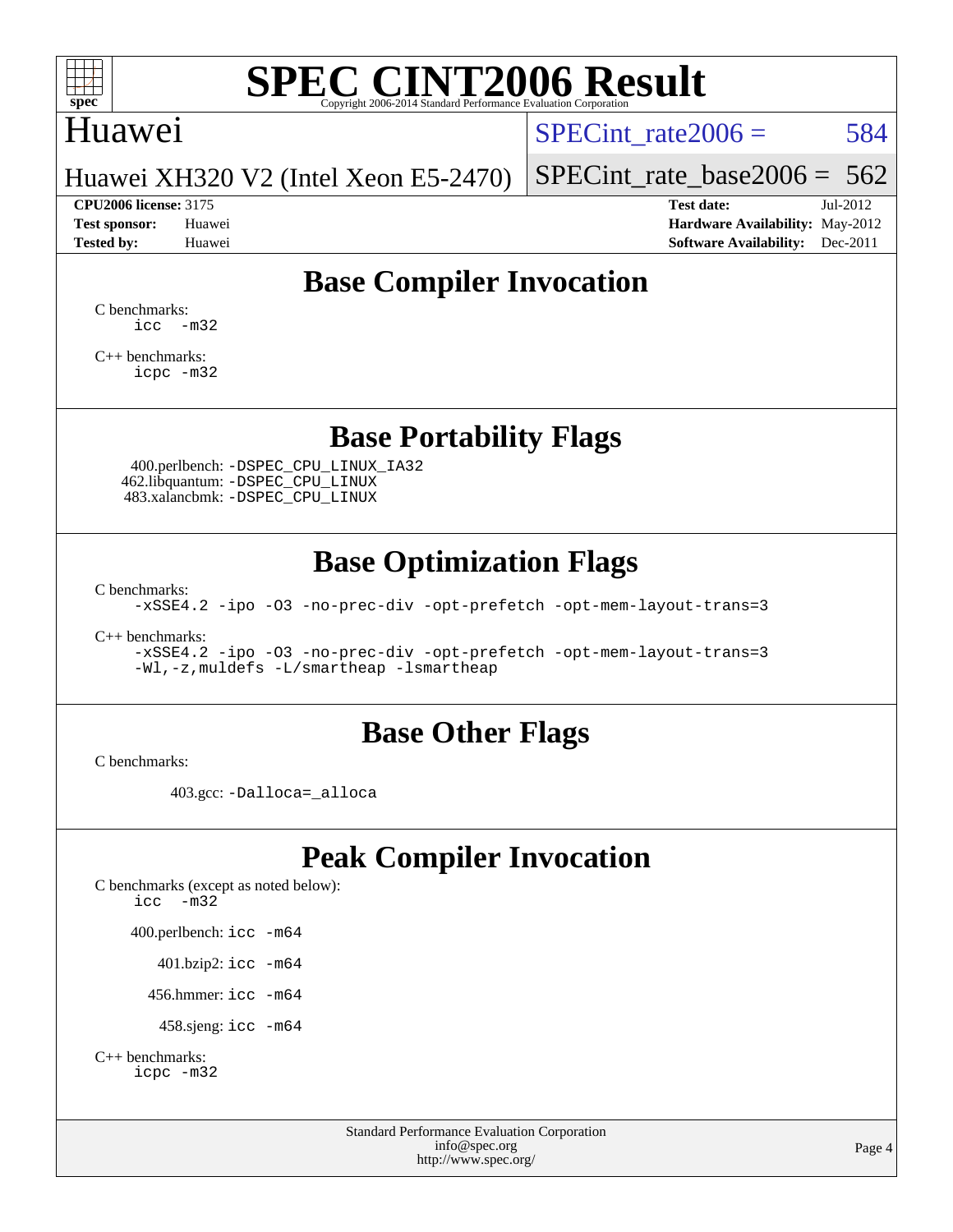# SPEC CINT2006 Result

Copyright 2006-2014 Standard Performance Evaluation Corporation

## Huawei

Huawei XH320 V2 (Intel Xeon E5-2470)

SPECint_rate2006 = 584

SPECint_rate_base2006 = 562

**CPU2006 license:** 3175
**Test sponsor:** Huawei
**Tested by:** Huawei

**Test date:** Jul-2012
**Hardware Availability:** May-2012
**Software Availability:** Dec-2011

## Base Compiler Invocation

C benchmarks:
```
icc -m32
```

C++ benchmarks:
```
icpc -m32
```

## Base Portability Flags

400.perlbench: `-DSPEC_CPU_LINUX_IA32`
462.libquantum: `-DSPEC_CPU_LINUX`
483.xalancbmk: `-DSPEC_CPU_LINUX`

## Base Optimization Flags

C benchmarks:
```
-xSSE4.2 -ipo -O3 -no-prec-div -opt-prefetch -opt-mem-layout-trans=3
```

C++ benchmarks:
```
-xSSE4.2 -ipo -O3 -no-prec-div -opt-prefetch -opt-mem-layout-trans=3
-Wl,-z,muldefs -L/smartheap -lsmartheap
```

## Base Other Flags

C benchmarks:

403.gcc: `-Dalloca=_alloca`

## Peak Compiler Invocation

C benchmarks (except as noted below):
```
icc -m32
```

400.perlbench: `icc -m64`

401.bzip2: `icc -m64`

456.hmmer: `icc -m64`

458.sjeng: `icc -m64`

C++ benchmarks:
```
icpc -m32
```

Standard Performance Evaluation Corporation
info@spec.org
http://www.spec.org/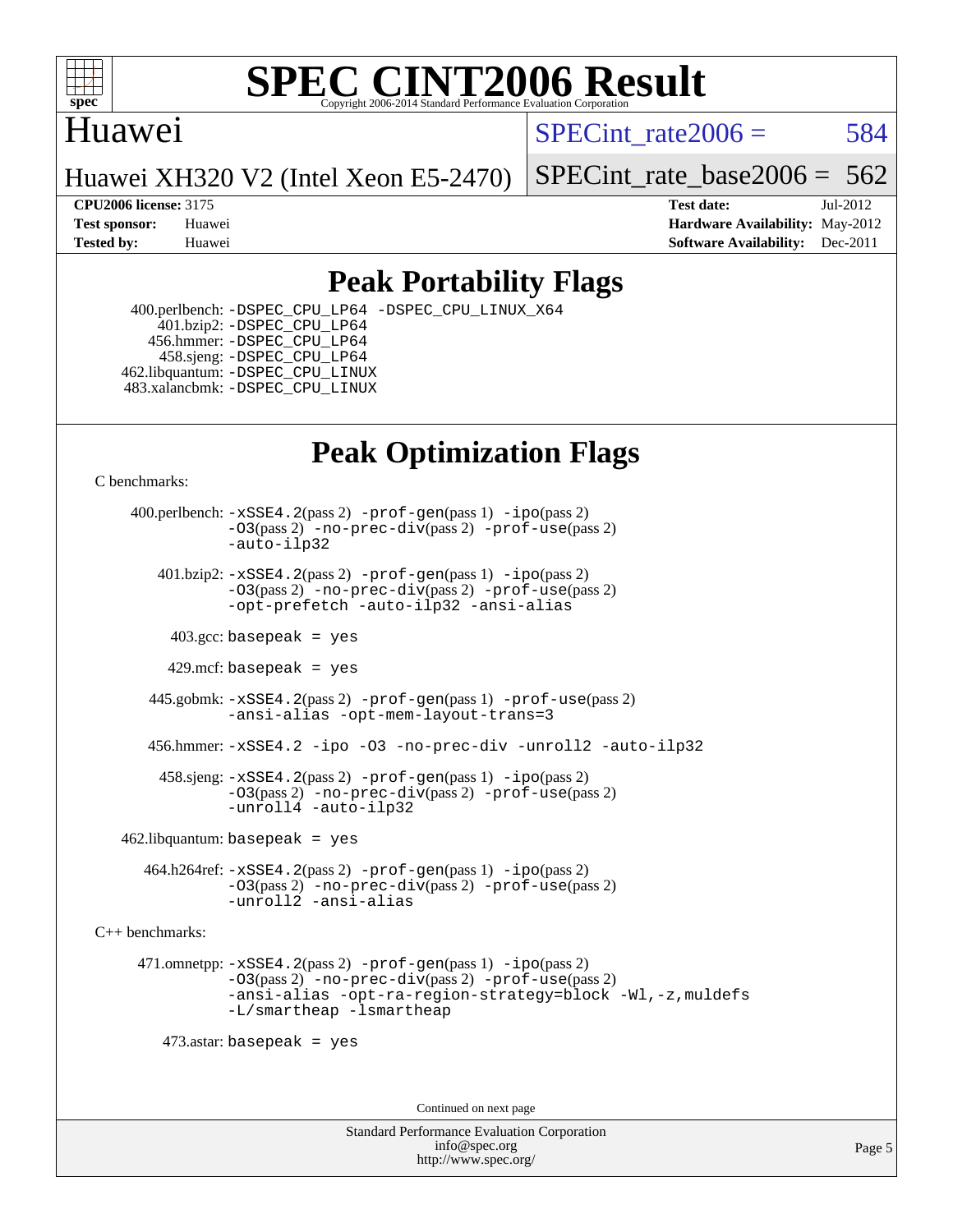# SPEC CINT2006 Result

Copyright 2006-2014 Standard Performance Evaluation Corporation

## Huawei

Huawei XH320 V2 (Intel Xeon E5-2470)

SPECint_rate2006 = 584

SPECint_rate_base2006 = 562

**CPU2006 license:** 3175
**Test sponsor:** Huawei
**Tested by:** Huawei

**Test date:** Jul-2012
**Hardware Availability:** May-2012
**Software Availability:** Dec-2011

## Peak Portability Flags

400.perlbench: `-DSPEC_CPU_LP64 -DSPEC_CPU_LINUX_X64`
401.bzip2: `-DSPEC_CPU_LP64`
456.hmmer: `-DSPEC_CPU_LP64`
458.sjeng: `-DSPEC_CPU_LP64`
462.libquantum: `-DSPEC_CPU_LINUX`
483.xalancbmk: `-DSPEC_CPU_LINUX`

## Peak Optimization Flags

C benchmarks:

400.perlbench: `-xSSE4.2`(pass 2) `-prof-gen`(pass 1) `-ipo`(pass 2) `-O3`(pass 2) `-no-prec-div`(pass 2) `-prof-use`(pass 2) `-auto-ilp32`

401.bzip2: `-xSSE4.2`(pass 2) `-prof-gen`(pass 1) `-ipo`(pass 2) `-O3`(pass 2) `-no-prec-div`(pass 2) `-prof-use`(pass 2) `-opt-prefetch -auto-ilp32 -ansi-alias`

403.gcc: `basepeak = yes`

429.mcf: `basepeak = yes`

445.gobmk: `-xSSE4.2`(pass 2) `-prof-gen`(pass 1) `-prof-use`(pass 2) `-ansi-alias -opt-mem-layout-trans=3`

456.hmmer: `-xSSE4.2 -ipo -O3 -no-prec-div -unroll2 -auto-ilp32`

458.sjeng: `-xSSE4.2`(pass 2) `-prof-gen`(pass 1) `-ipo`(pass 2) `-O3`(pass 2) `-no-prec-div`(pass 2) `-prof-use`(pass 2) `-unroll4 -auto-ilp32`

462.libquantum: `basepeak = yes`

464.h264ref: `-xSSE4.2`(pass 2) `-prof-gen`(pass 1) `-ipo`(pass 2) `-O3`(pass 2) `-no-prec-div`(pass 2) `-prof-use`(pass 2) `-unroll2 -ansi-alias`

C++ benchmarks:

471.omnetpp: `-xSSE4.2`(pass 2) `-prof-gen`(pass 1) `-ipo`(pass 2) `-O3`(pass 2) `-no-prec-div`(pass 2) `-prof-use`(pass 2) `-ansi-alias -opt-ra-region-strategy=block -Wl,-z,muldefs -L/smartheap -lsmartheap`

473.astar: `basepeak = yes`

Continued on next page

Standard Performance Evaluation Corporation
info@spec.org
http://www.spec.org/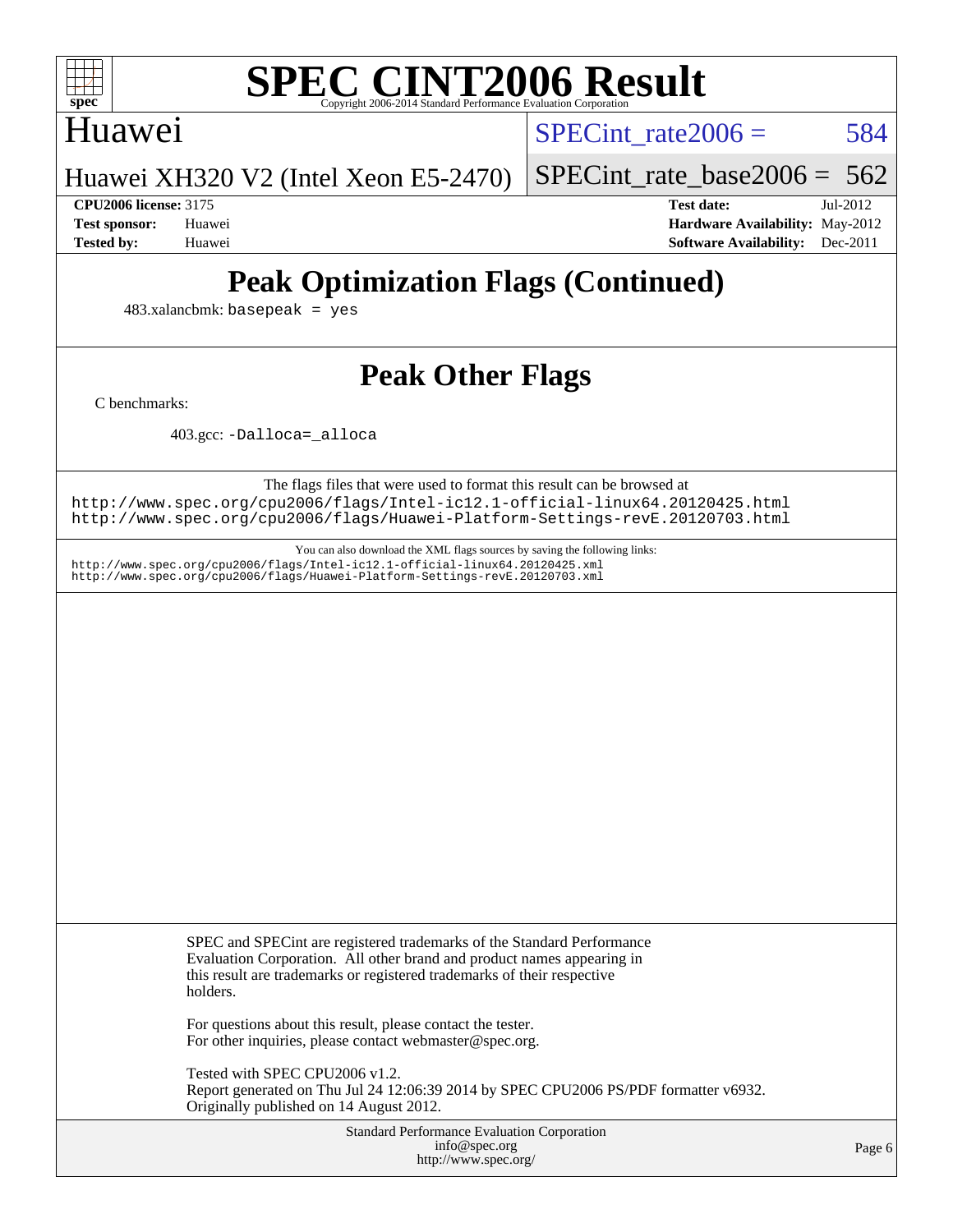## Peak Optimization Flags (Continued)

483.xalancbmk: basepeak = yes

## Peak Other Flags

C benchmarks:

403.gcc: -Dalloca=_alloca

The flags files that were used to format this result can be browsed at
http://www.spec.org/cpu2006/flags/Intel-ic12.1-official-linux64.20120425.html
http://www.spec.org/cpu2006/flags/Huawei-Platform-Settings-revE.20120703.html

You can also download the XML flags sources by saving the following links:
http://www.spec.org/cpu2006/flags/Intel-ic12.1-official-linux64.20120425.xml
http://www.spec.org/cpu2006/flags/Huawei-Platform-Settings-revE.20120703.xml

SPEC and SPECint are registered trademarks of the Standard Performance Evaluation Corporation. All other brand and product names appearing in this result are trademarks or registered trademarks of their respective holders.

For questions about this result, please contact the tester.
For other inquiries, please contact webmaster@spec.org.

Tested with SPEC CPU2006 v1.2.
Report generated on Thu Jul 24 12:06:39 2014 by SPEC CPU2006 PS/PDF formatter v6932.
Originally published on 14 August 2012.